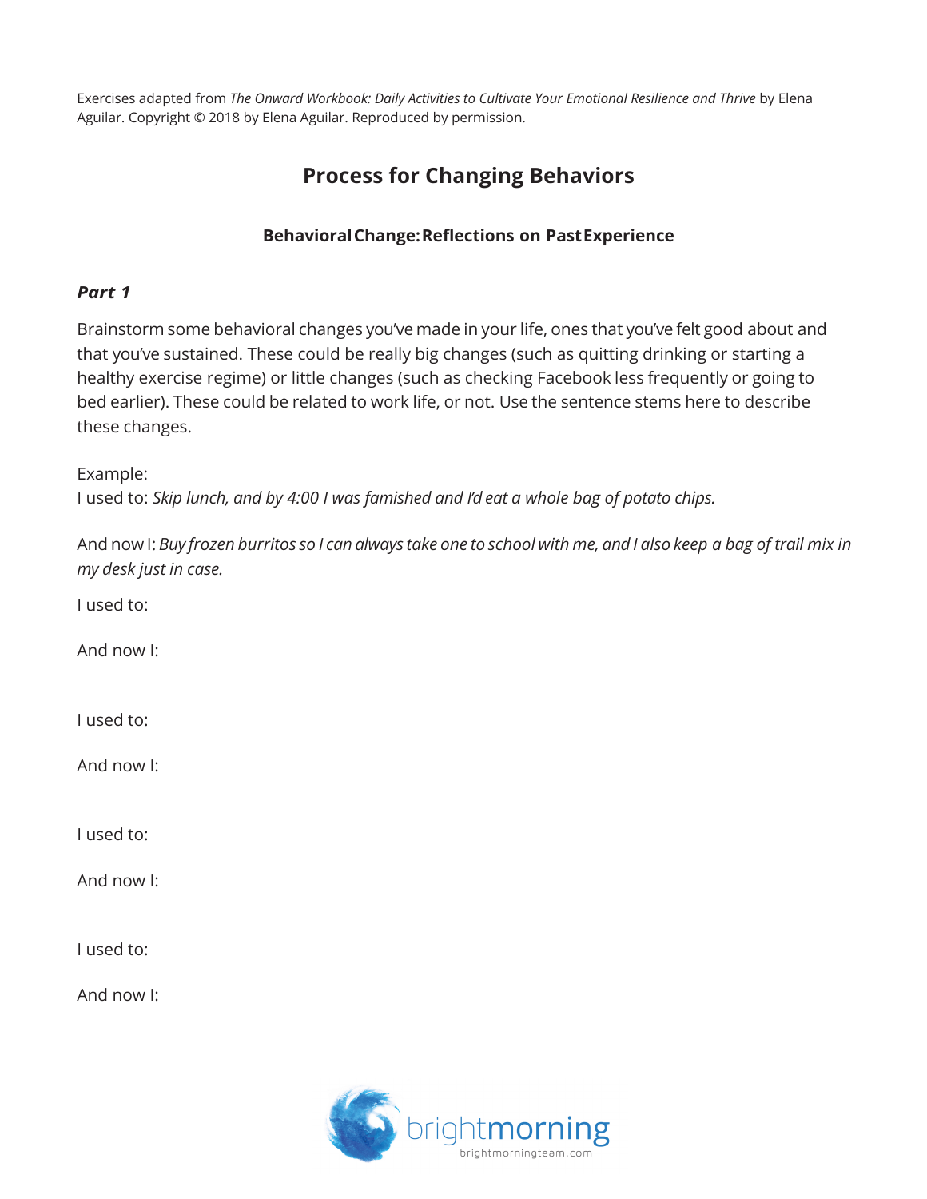Exercises adapted from *The Onward Workbook: Daily Activities to Cultivate Your Emotional Resilience and Thrive* by Elena Aguilar. Copyright © 2018 by Elena Aguilar. Reproduced by permission.

# Process for Changing Behaviors

### Behavioral Change: Reflections on Past Experience

***Part 1***

Brainstorm some behavioral changes you've made in your life, ones that you've felt good about and that you've sustained. These could be really big changes (such as quitting drinking or starting a healthy exercise regime) or little changes (such as checking Facebook less frequently or going to bed earlier). These could be related to work life, or not. Use the sentence stems here to describe these changes.

Example:
I used to: *Skip lunch, and by 4:00 I was famished and I'd eat a whole bag of potato chips.*

And now I: *Buy frozen burritos so I can always take one to school with me, and I also keep a bag of trail mix in my desk just in case.*

I used to:

And now I:

I used to:

And now I:

I used to:

And now I:

I used to:

And now I:

brightmorning
brightmorningteam.com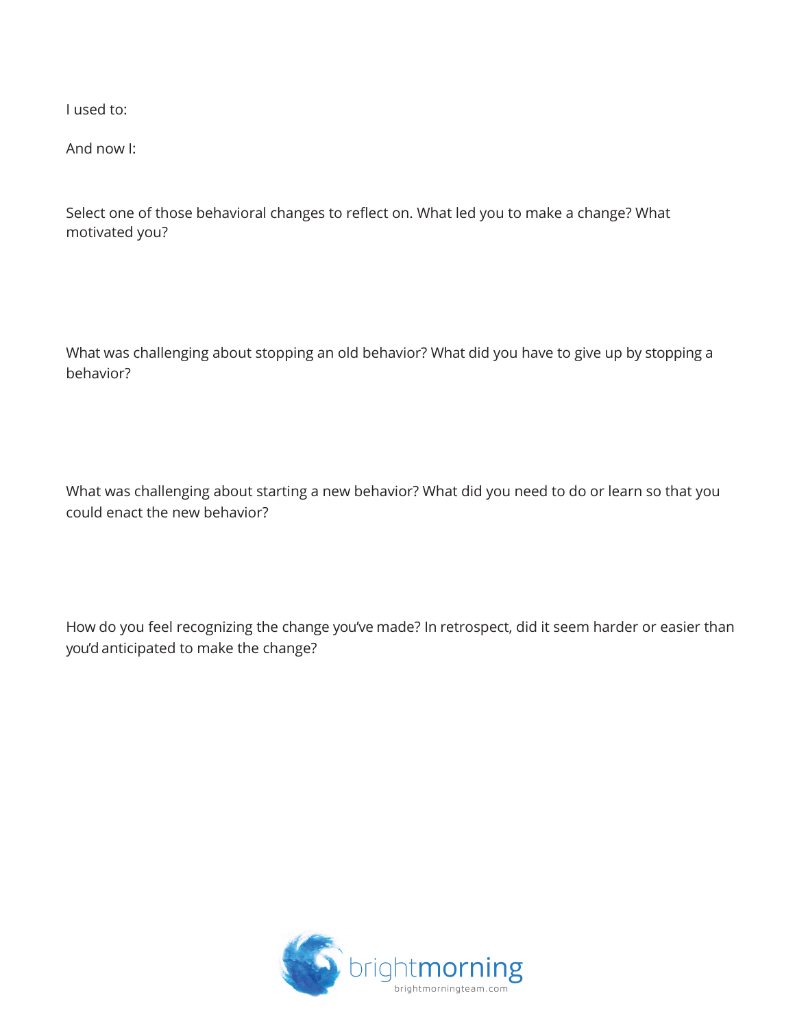I used to:

And now I:

Select one of those behavioral changes to reflect on. What led you to make a change? What motivated you?

What was challenging about stopping an old behavior? What did you have to give up by stopping a behavior?

What was challenging about starting a new behavior? What did you need to do or learn so that you could enact the new behavior?

How do you feel recognizing the change you've made? In retrospect, did it seem harder or easier than you'd anticipated to make the change?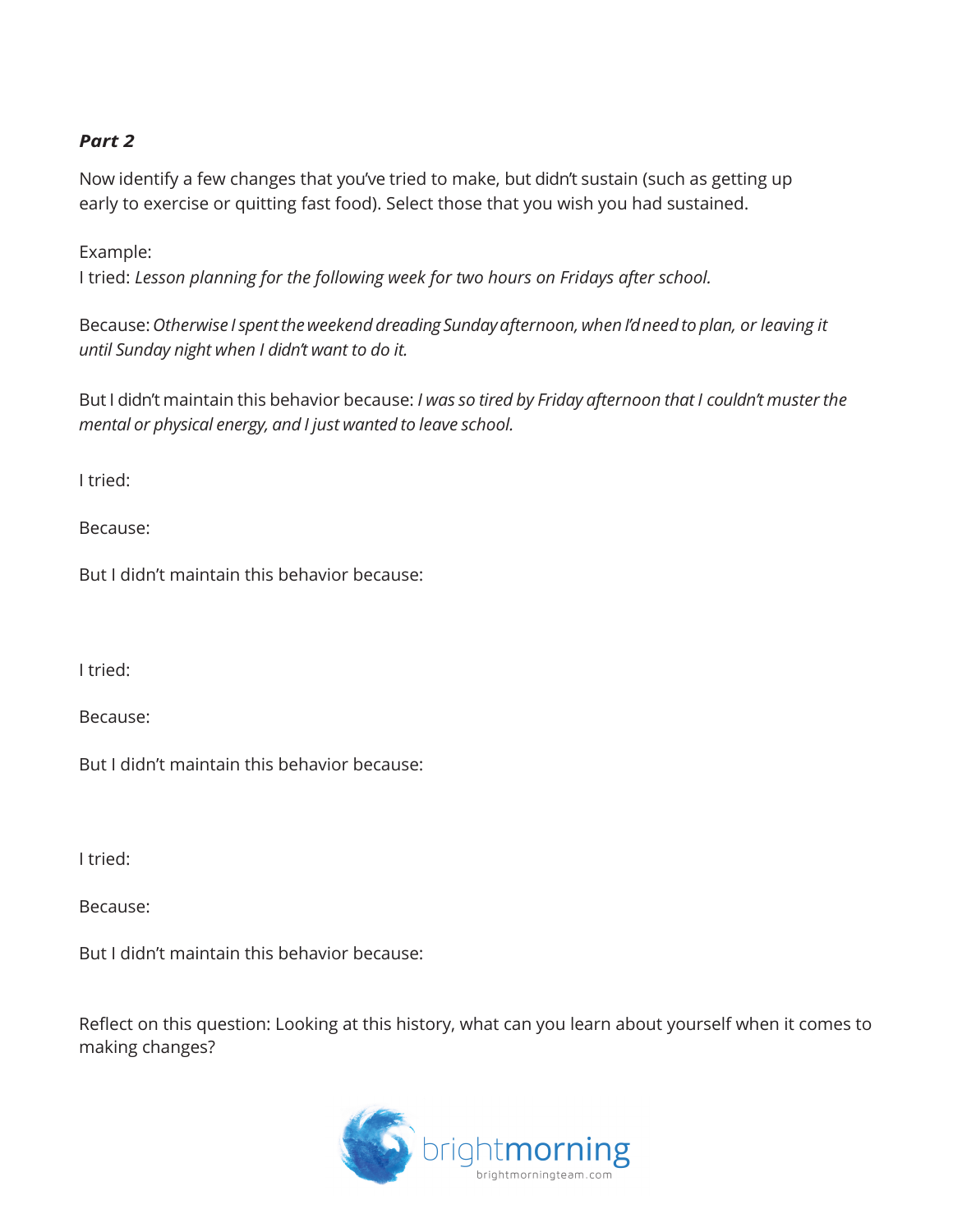***Part 2***

Now identify a few changes that you've tried to make, but didn't sustain (such as getting up early to exercise or quitting fast food). Select those that you wish you had sustained.

Example:
I tried: *Lesson planning for the following week for two hours on Fridays after school.*

Because: *Otherwise I spent the weekend dreading Sunday afternoon, when I'd need to plan, or leaving it until Sunday night when I didn't want to do it.*

But I didn't maintain this behavior because: *I was so tired by Friday afternoon that I couldn't muster the mental or physical energy, and I just wanted to leave school.*

I tried:

Because:

But I didn't maintain this behavior because:

I tried:

Because:

But I didn't maintain this behavior because:

I tried:

Because:

But I didn't maintain this behavior because:

Reflect on this question: Looking at this history, what can you learn about yourself when it comes to making changes?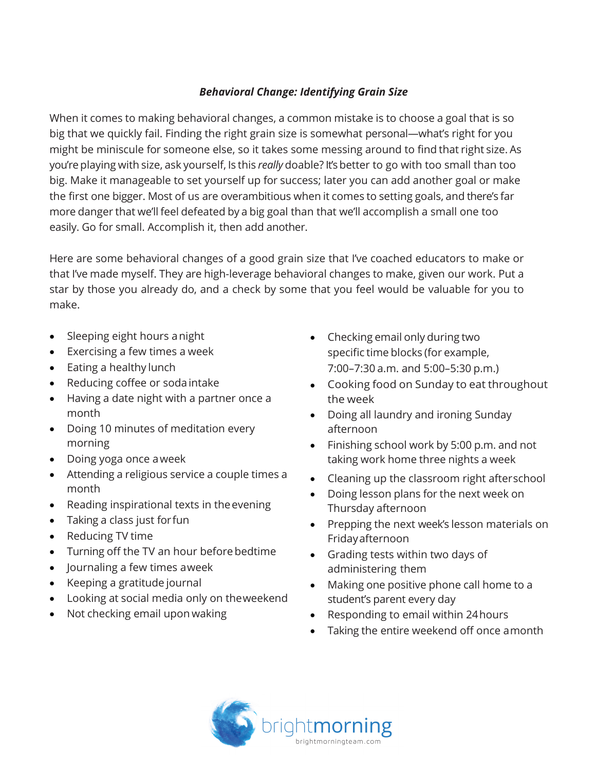### *Behavioral Change: Identifying Grain Size*

When it comes to making behavioral changes, a common mistake is to choose a goal that is so big that we quickly fail. Finding the right grain size is somewhat personal—what's right for you might be miniscule for someone else, so it takes some messing around to find that right size. As you're playing with size, ask yourself, Is this *really* doable? It's better to go with too small than too big. Make it manageable to set yourself up for success; later you can add another goal or make the first one bigger. Most of us are overambitious when it comes to setting goals, and there's far more danger that we'll feel defeated by a big goal than that we'll accomplish a small one too easily. Go for small. Accomplish it, then add another.

Here are some behavioral changes of a good grain size that I've coached educators to make or that I've made myself. They are high-leverage behavioral changes to make, given our work. Put a star by those you already do, and a check by some that you feel would be valuable for you to make.

- Sleeping eight hours a night
- Exercising a few times a week
- Eating a healthy lunch
- Reducing coffee or soda intake
- Having a date night with a partner once a month
- Doing 10 minutes of meditation every morning
- Doing yoga once a week
- Attending a religious service a couple times a month
- Reading inspirational texts in the evening
- Taking a class just for fun
- Reducing TV time
- Turning off the TV an hour before bedtime
- Journaling a few times a week
- Keeping a gratitude journal
- Looking at social media only on the weekend
- Not checking email upon waking
- Checking email only during two specific time blocks (for example, 7:00–7:30 a.m. and 5:00–5:30 p.m.)
- Cooking food on Sunday to eat throughout the week
- Doing all laundry and ironing Sunday afternoon
- Finishing school work by 5:00 p.m. and not taking work home three nights a week
- Cleaning up the classroom right afterschool
- Doing lesson plans for the next week on Thursday afternoon
- Prepping the next week's lesson materials on Friday afternoon
- Grading tests within two days of administering them
- Making one positive phone call home to a student's parent every day
- Responding to email within 24 hours
- Taking the entire weekend off once a month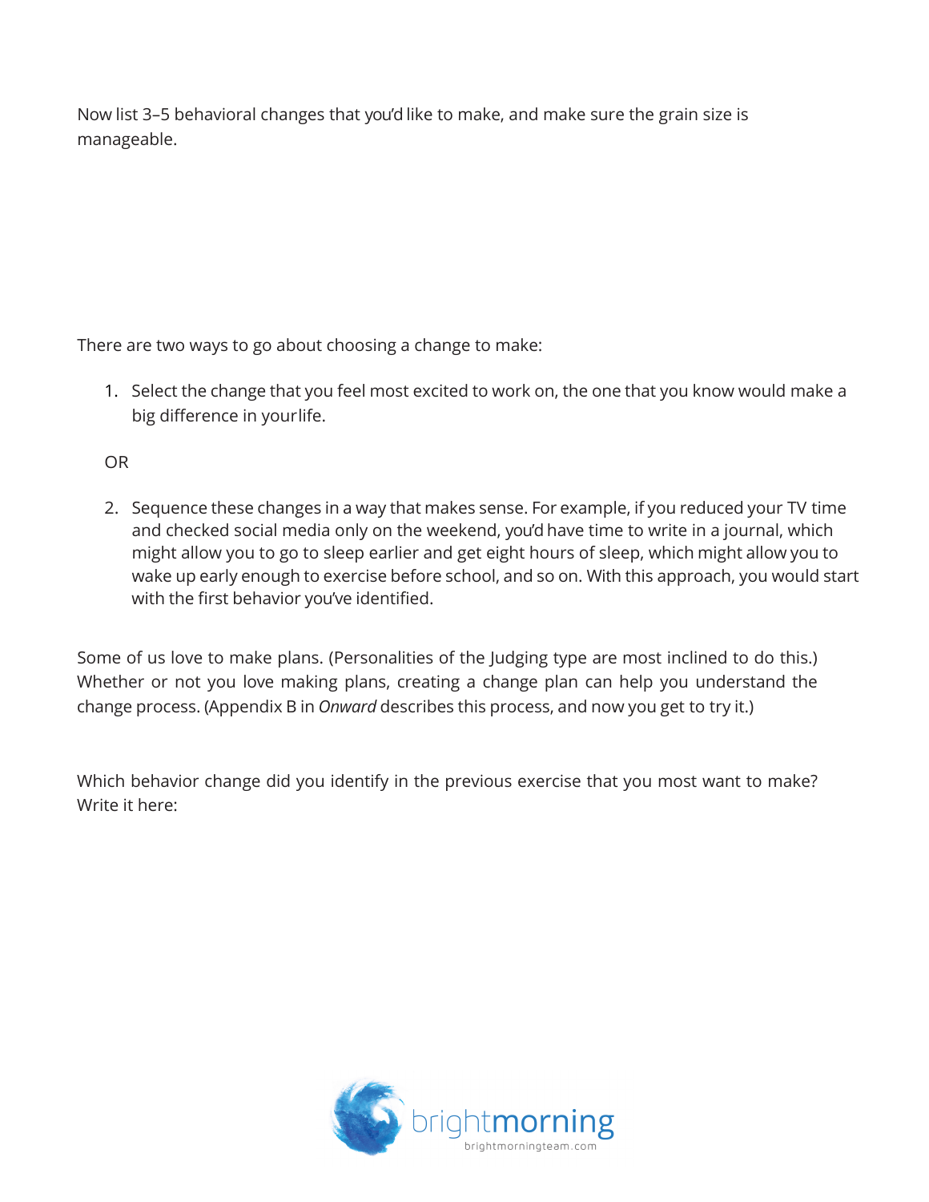Now list 3–5 behavioral changes that you'd like to make, and make sure the grain size is manageable.

There are two ways to go about choosing a change to make:

1. Select the change that you feel most excited to work on, the one that you know would make a big difference in your life.

OR

2. Sequence these changes in a way that makes sense. For example, if you reduced your TV time and checked social media only on the weekend, you'd have time to write in a journal, which might allow you to go to sleep earlier and get eight hours of sleep, which might allow you to wake up early enough to exercise before school, and so on. With this approach, you would start with the first behavior you've identified.

Some of us love to make plans. (Personalities of the Judging type are most inclined to do this.) Whether or not you love making plans, creating a change plan can help you understand the change process. (Appendix B in *Onward* describes this process, and now you get to try it.)

Which behavior change did you identify in the previous exercise that you most want to make? Write it here: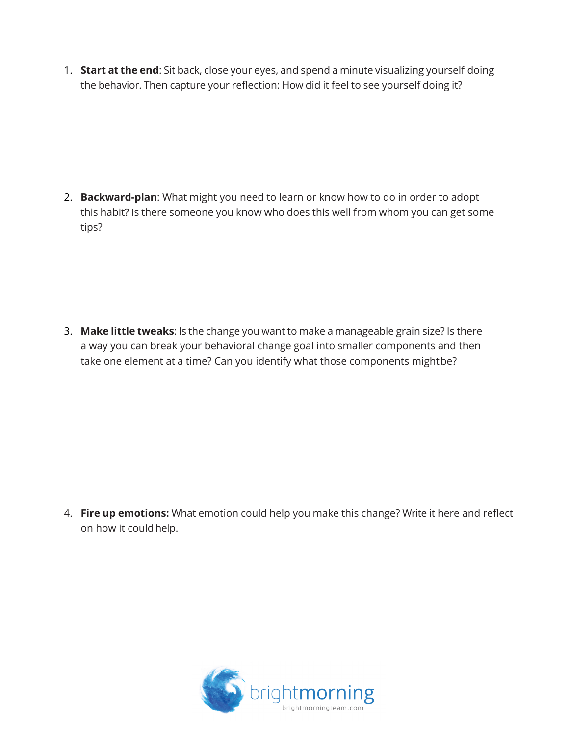1. **Start at the end**: Sit back, close your eyes, and spend a minute visualizing yourself doing the behavior. Then capture your reflection: How did it feel to see yourself doing it?

2. **Backward-plan**: What might you need to learn or know how to do in order to adopt this habit? Is there someone you know who does this well from whom you can get some tips?

3. **Make little tweaks**: Is the change you want to make a manageable grain size? Is there a way you can break your behavioral change goal into smaller components and then take one element at a time? Can you identify what those components might be?

4. **Fire up emotions:** What emotion could help you make this change? Write it here and reflect on how it could help.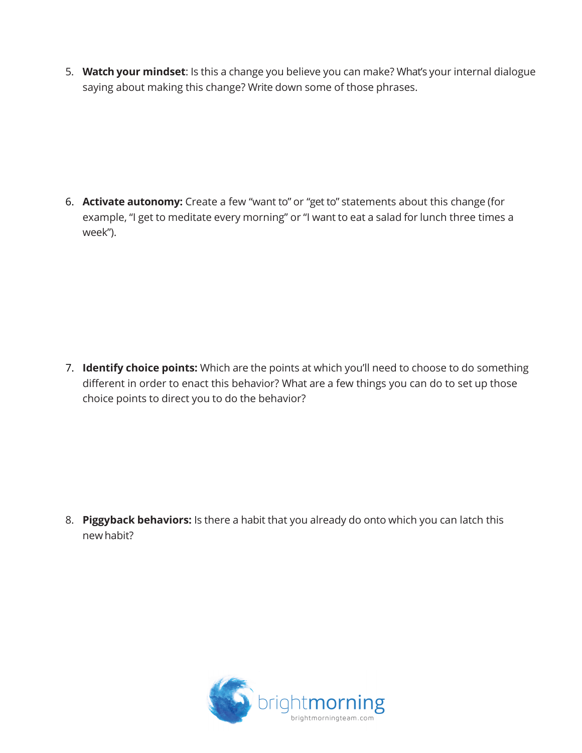5. **Watch your mindset**: Is this a change you believe you can make? What's your internal dialogue saying about making this change? Write down some of those phrases.

6. **Activate autonomy:** Create a few "want to" or "get to" statements about this change (for example, "I get to meditate every morning" or "I want to eat a salad for lunch three times a week").

7. **Identify choice points:** Which are the points at which you'll need to choose to do something different in order to enact this behavior? What are a few things you can do to set up those choice points to direct you to do the behavior?

8. **Piggyback behaviors:** Is there a habit that you already do onto which you can latch this new habit?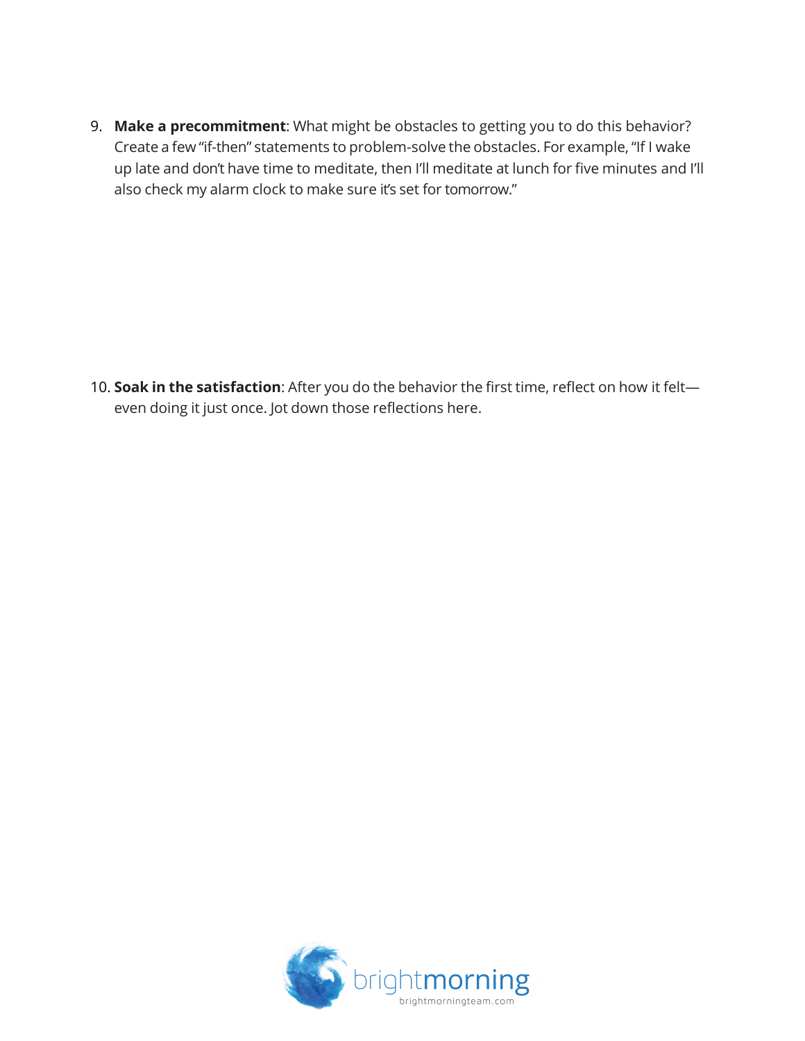9. **Make a precommitment**: What might be obstacles to getting you to do this behavior? Create a few "if-then" statements to problem-solve the obstacles. For example, "If I wake up late and don't have time to meditate, then I'll meditate at lunch for five minutes and I'll also check my alarm clock to make sure it's set for tomorrow."

10. **Soak in the satisfaction**: After you do the behavior the first time, reflect on how it felt—even doing it just once. Jot down those reflections here.